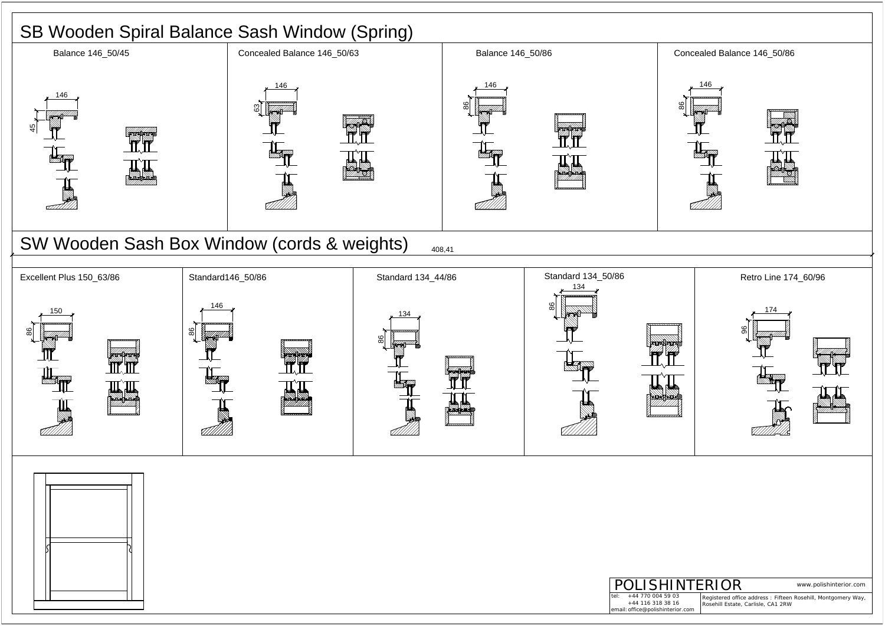# SB Wooden Spiral Balance Sash Window (Spring)

Balance 146_50/45

146

45

Concealed Balance 146_50/63

146

63

Balance 146_50/86

146

86

Concealed Balance 146_50/86

146

86

# SW Wooden Sash Box Window (cords & weights)

408,41

Excellent Plus 150_63/86

150

86

Standard146_50/86

146

86

Standard 134_44/86

134

86

Standard 134_50/86

134

86

Retro Line 174_60/96

174

96

POLISHINTERIOR

www.polishinterior.com

tel: +44 770 004 59 03
+44 116 318 38 16
email: office@polishinterior.com

Registered office address : Fifteen Rosehill, Montgomery Way, Rosehill Estate, Carlisle, CA1 2RW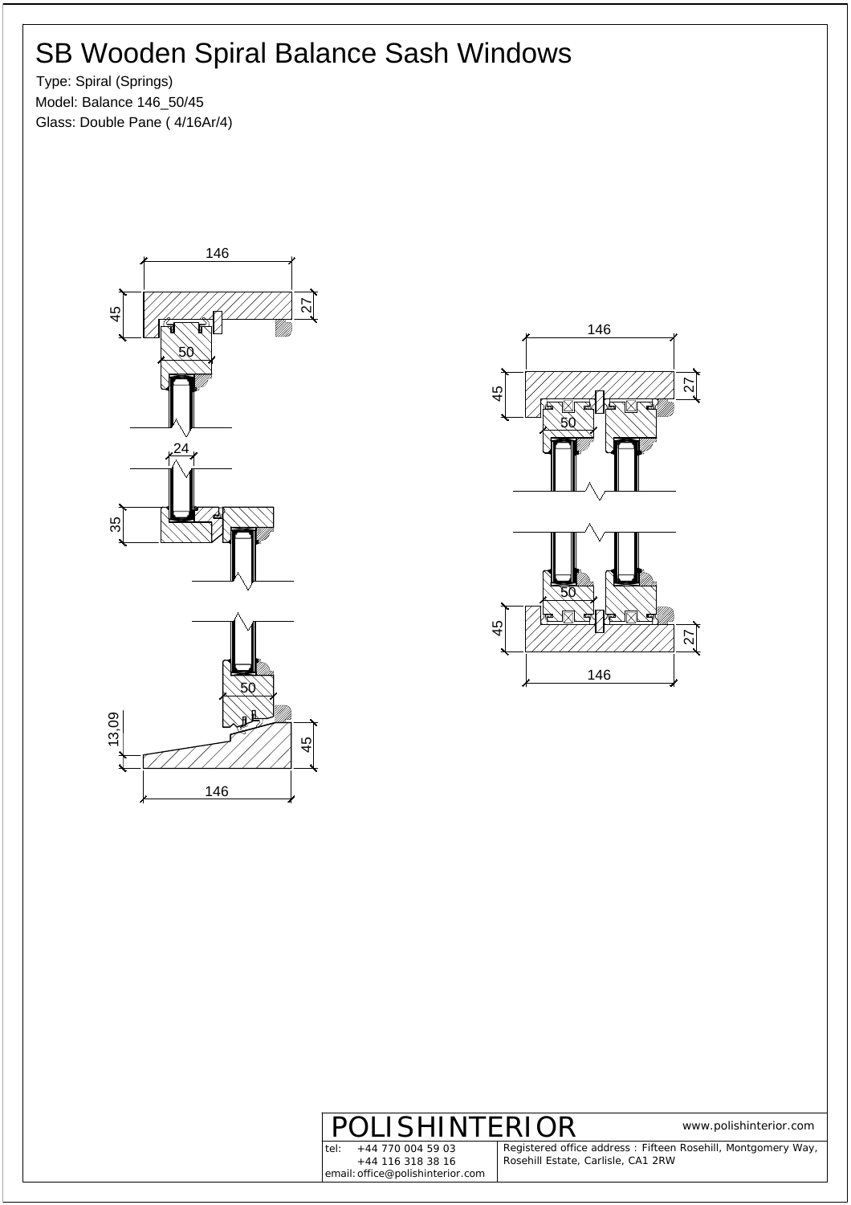# SB Wooden Spiral Balance Sash Windows

Type: Spiral (Springs)

Model: Balance 146_50/45

Glass: Double Pane ( 4/16Ar/4)

146

45

27

50

24

35

50

13,09

45

146

146

45

27

50

50

45

27

146

POLISHINTERIOR www.polishinterior.com

tel: +44 770 004 59 03
+44 116 318 38 16
email: office@polishinterior.com

Registered office address : Fifteen Rosehill, Montgomery Way, Rosehill Estate, Carlisle, CA1 2RW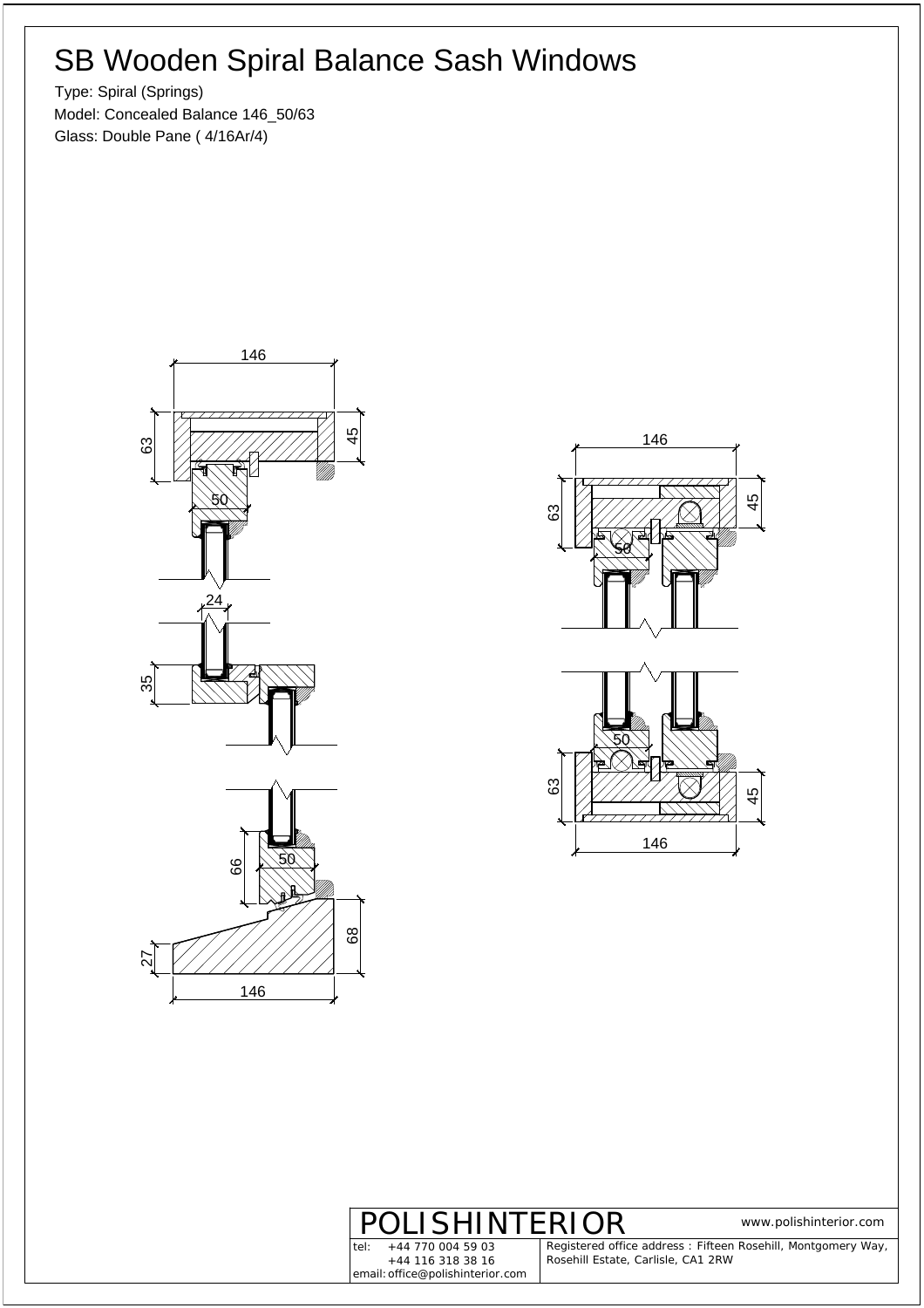# SB Wooden Spiral Balance Sash Windows

Type: Spiral (Springs)

Model: Concealed Balance 146_50/63

Glass: Double Pane ( 4/16Ar/4)

146

63

45

50

24

35

66

50

27

68

146

146

63

45

50

50

63

45

146

POLISHINTERIOR

www.polishinterior.com

tel: +44 770 004 59 03
+44 116 318 38 16
email: office@polishinterior.com

Registered office address : Fifteen Rosehill, Montgomery Way, Rosehill Estate, Carlisle, CA1 2RW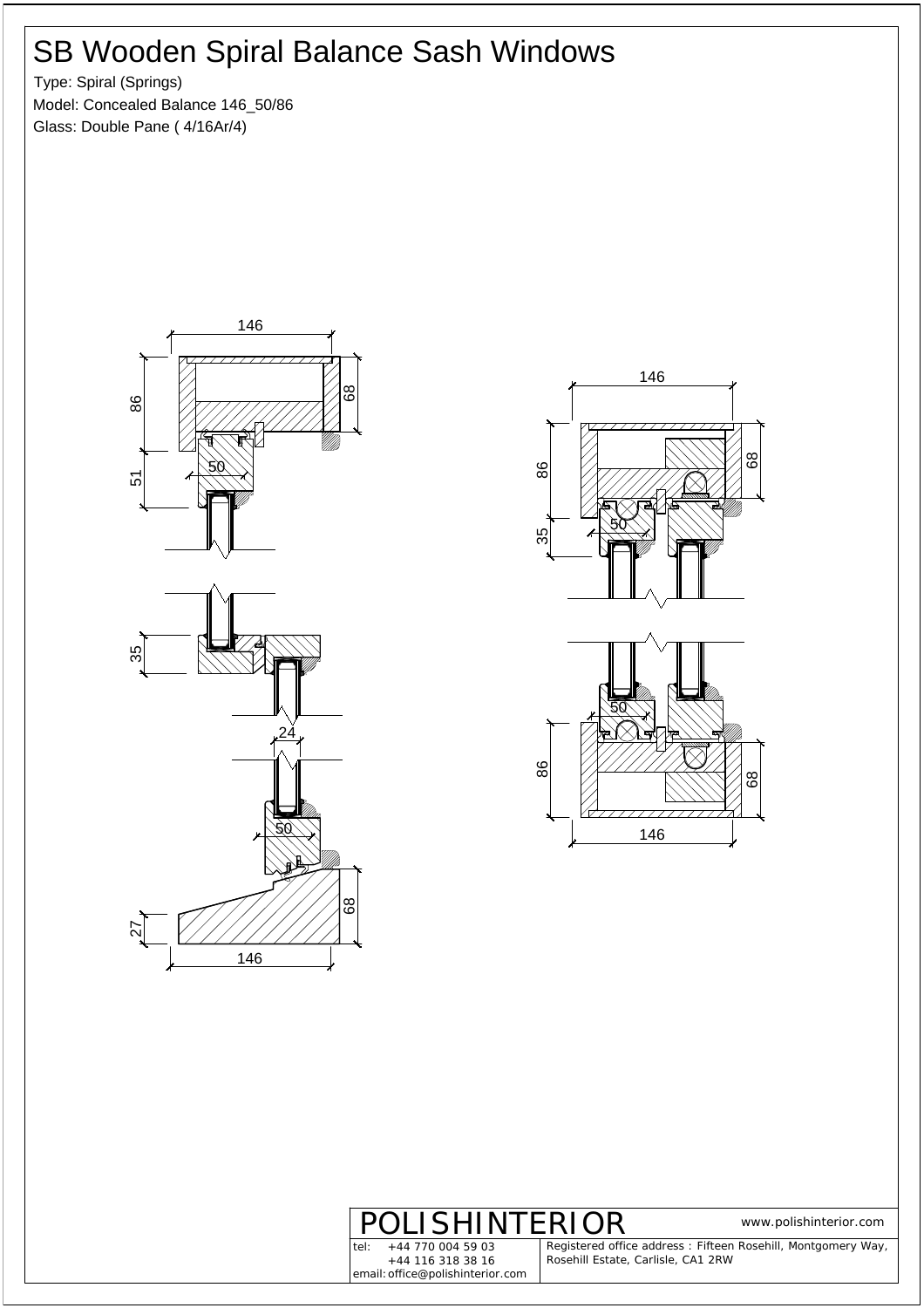# SB Wooden Spiral Balance Sash Windows

Type: Spiral (Springs)

Model: Concealed Balance 146_50/86

Glass: Double Pane ( 4/16Ar/4)

146
86
68
51
50
35
24
50
68
27
146

146
86
68
35
50
50
86
68
146

POLISHINTERIOR www.polishinterior.com

tel: +44 770 004 59 03
+44 116 318 38 16
email: office@polishinterior.com

Registered office address : Fifteen Rosehill, Montgomery Way, Rosehill Estate, Carlisle, CA1 2RW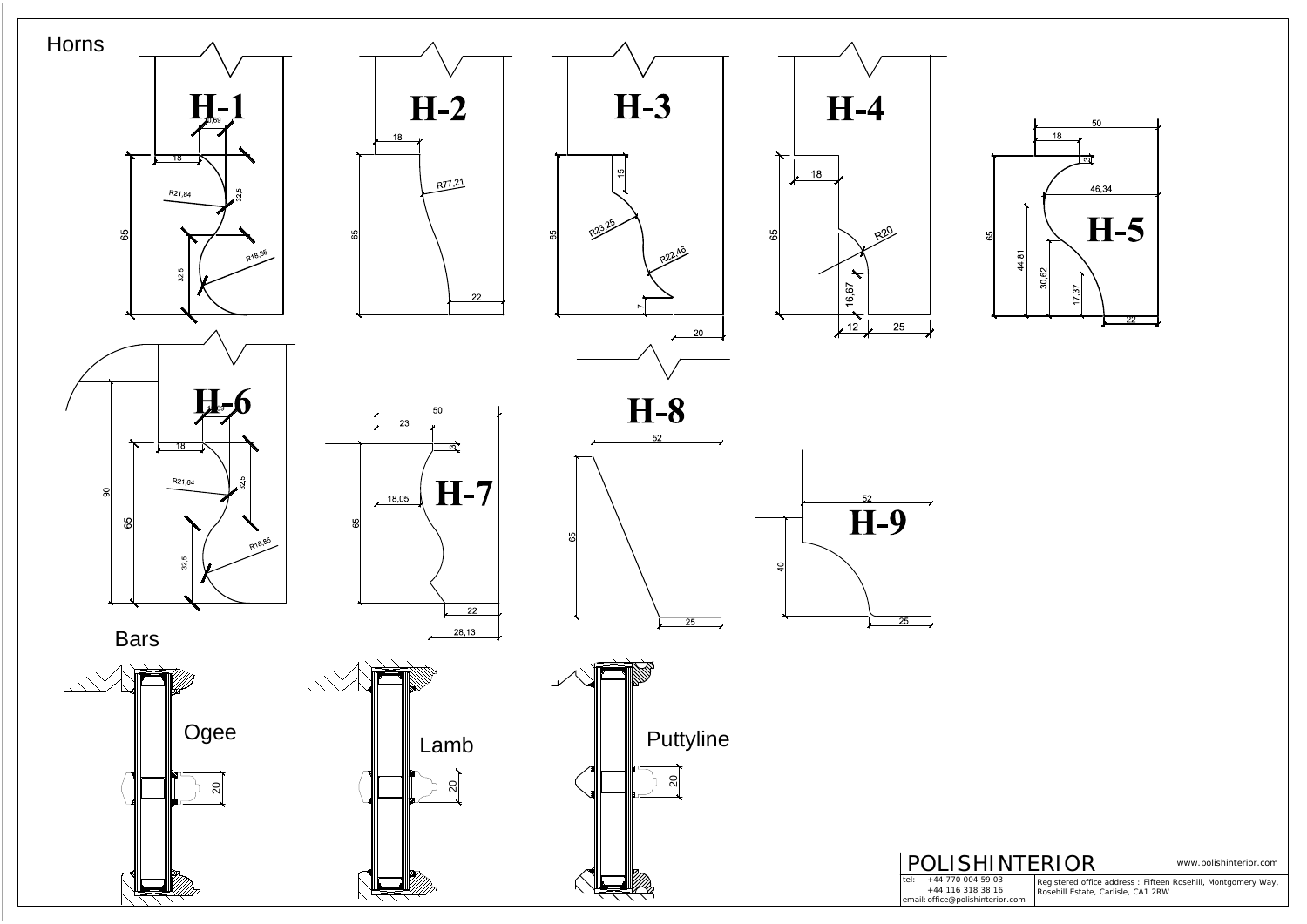Horns

H-1

10,69

18

R21,84

32,5

65

32,5

R18,85

H-2

18

R77,21

65

22

H-3

15

R23,25

R22,46

65

7

20

H-4

18

R20

65

16,67

12

25

H-5

50

18

3

46,34

65

44,81

30,62

17,37

22

H-6

10,69

18

R21,84

32,5

90

65

32,5

R18,85

H-7

50

23

3

18,05

65

22

28,13

H-8

52

65

25

H-9

52

40

25

Bars

Ogee

20

Lamb

20

Puttyline

20

POLISHINTERIOR www.polishinterior.com

tel: +44 770 004 59 03
+44 116 318 38 16
email: office@polishinterior.com

Registered office address : Fifteen Rosehill, Montgomery Way, Rosehill Estate, Carlisle, CA1 2RW